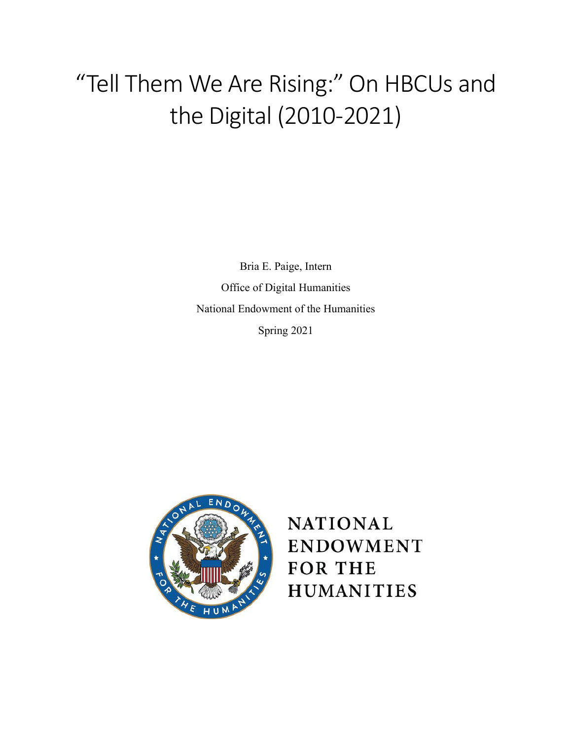# "Tell Them We Are Rising:" On HBCUs and the Digital (2010-2021)

Bria E. Paige, Intern

Office of Digital Humanities

National Endowment of the Humanities

Spring 2021

NATIONAL ENDOWMENT FOR THE HUMANITIES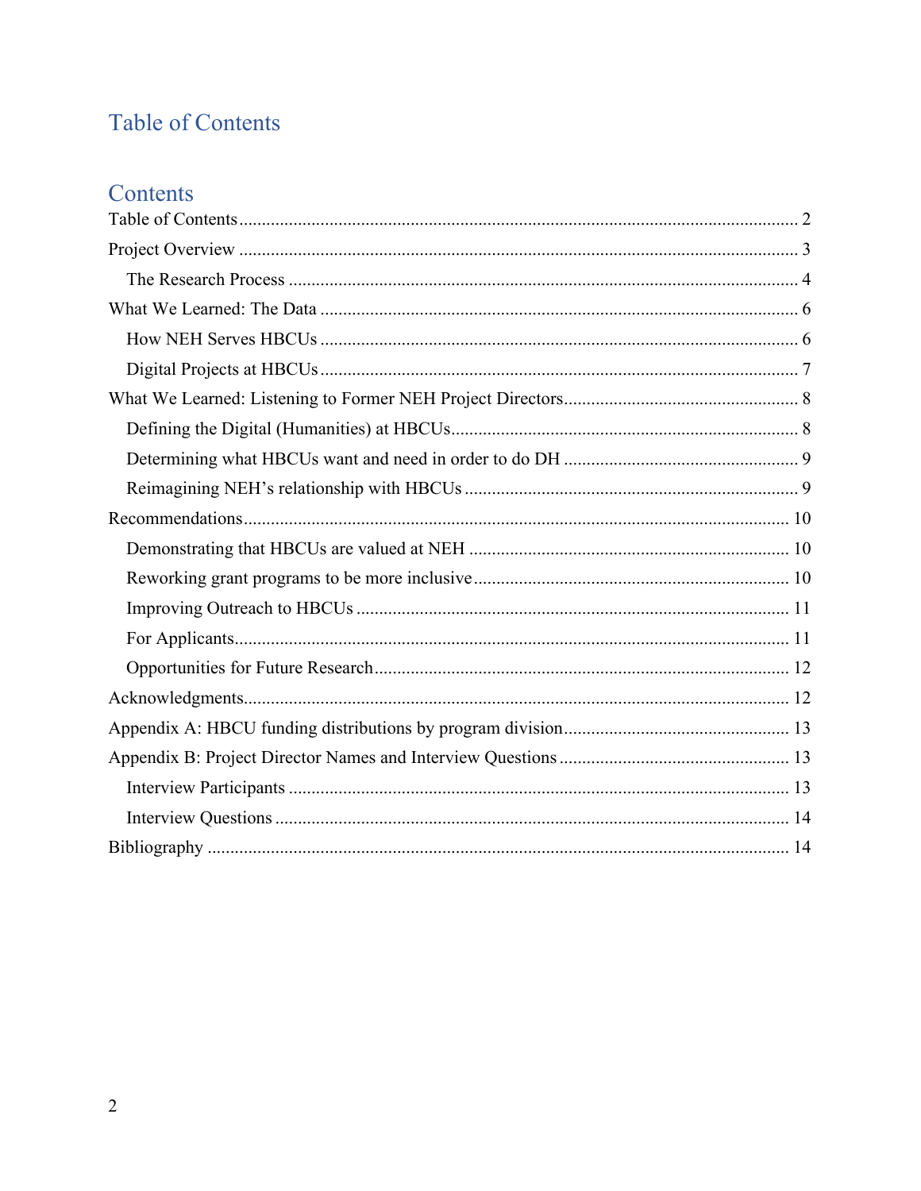# Table of Contents

## Contents

- Table of Contents ........ 2
- Project Overview ........ 3
  - The Research Process ........ 4
- What We Learned: The Data ........ 6
  - How NEH Serves HBCUs ........ 6
  - Digital Projects at HBCUs ........ 7
- What We Learned: Listening to Former NEH Project Directors ........ 8
  - Defining the Digital (Humanities) at HBCUs ........ 8
  - Determining what HBCUs want and need in order to do DH ........ 9
  - Reimagining NEH's relationship with HBCUs ........ 9
- Recommendations ........ 10
  - Demonstrating that HBCUs are valued at NEH ........ 10
  - Reworking grant programs to be more inclusive ........ 10
  - Improving Outreach to HBCUs ........ 11
  - For Applicants ........ 11
  - Opportunities for Future Research ........ 12
- Acknowledgments ........ 12
- Appendix A: HBCU funding distributions by program division ........ 13
- Appendix B: Project Director Names and Interview Questions ........ 13
  - Interview Participants ........ 13
  - Interview Questions ........ 14
- Bibliography ........ 14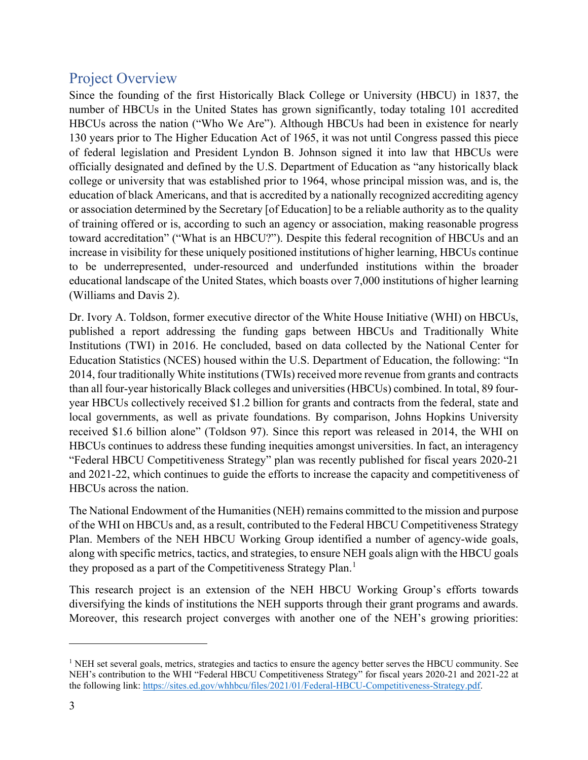## Project Overview

Since the founding of the first Historically Black College or University (HBCU) in 1837, the number of HBCUs in the United States has grown significantly, today totaling 101 accredited HBCUs across the nation ("Who We Are"). Although HBCUs had been in existence for nearly 130 years prior to The Higher Education Act of 1965, it was not until Congress passed this piece of federal legislation and President Lyndon B. Johnson signed it into law that HBCUs were officially designated and defined by the U.S. Department of Education as "any historically black college or university that was established prior to 1964, whose principal mission was, and is, the education of black Americans, and that is accredited by a nationally recognized accrediting agency or association determined by the Secretary [of Education] to be a reliable authority as to the quality of training offered or is, according to such an agency or association, making reasonable progress toward accreditation" ("What is an HBCU?"). Despite this federal recognition of HBCUs and an increase in visibility for these uniquely positioned institutions of higher learning, HBCUs continue to be underrepresented, under-resourced and underfunded institutions within the broader educational landscape of the United States, which boasts over 7,000 institutions of higher learning (Williams and Davis 2).

Dr. Ivory A. Toldson, former executive director of the White House Initiative (WHI) on HBCUs, published a report addressing the funding gaps between HBCUs and Traditionally White Institutions (TWI) in 2016. He concluded, based on data collected by the National Center for Education Statistics (NCES) housed within the U.S. Department of Education, the following: "In 2014, four traditionally White institutions (TWIs) received more revenue from grants and contracts than all four-year historically Black colleges and universities (HBCUs) combined. In total, 89 four-year HBCUs collectively received $1.2 billion for grants and contracts from the federal, state and local governments, as well as private foundations. By comparison, Johns Hopkins University received $1.6 billion alone" (Toldson 97). Since this report was released in 2014, the WHI on HBCUs continues to address these funding inequities amongst universities. In fact, an interagency "Federal HBCU Competitiveness Strategy" plan was recently published for fiscal years 2020-21 and 2021-22, which continues to guide the efforts to increase the capacity and competitiveness of HBCUs across the nation.

The National Endowment of the Humanities (NEH) remains committed to the mission and purpose of the WHI on HBCUs and, as a result, contributed to the Federal HBCU Competitiveness Strategy Plan. Members of the NEH HBCU Working Group identified a number of agency-wide goals, along with specific metrics, tactics, and strategies, to ensure NEH goals align with the HBCU goals they proposed as a part of the Competitiveness Strategy Plan.[1]

This research project is an extension of the NEH HBCU Working Group's efforts towards diversifying the kinds of institutions the NEH supports through their grant programs and awards. Moreover, this research project converges with another one of the NEH's growing priorities:

---

[1] NEH set several goals, metrics, strategies and tactics to ensure the agency better serves the HBCU community. See NEH's contribution to the WHI "Federal HBCU Competitiveness Strategy" for fiscal years 2020-21 and 2021-22 at the following link: https://sites.ed.gov/whhbcu/files/2021/01/Federal-HBCU-Competitiveness-Strategy.pdf.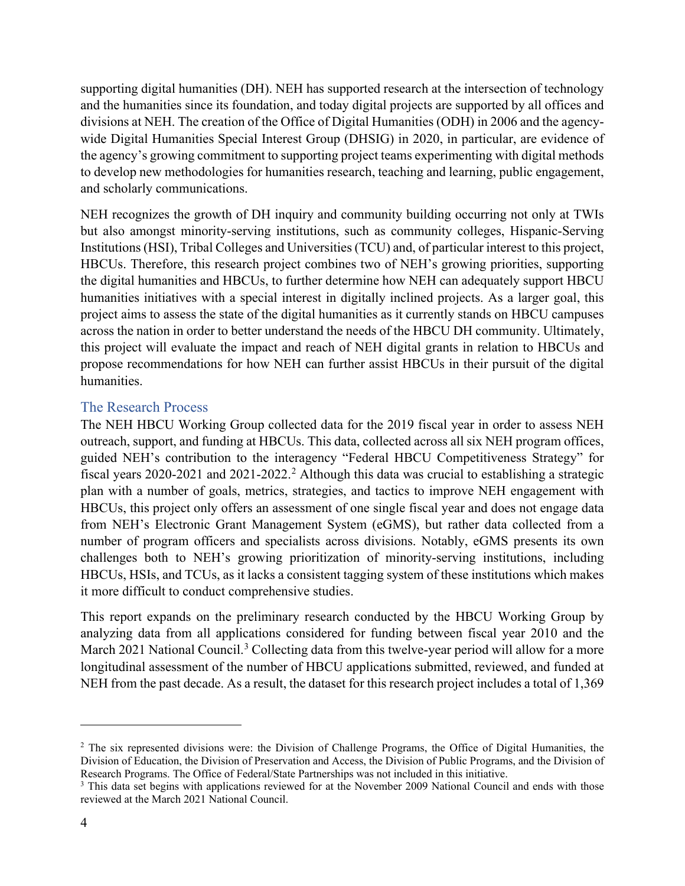supporting digital humanities (DH). NEH has supported research at the intersection of technology and the humanities since its foundation, and today digital projects are supported by all offices and divisions at NEH. The creation of the Office of Digital Humanities (ODH) in 2006 and the agency-wide Digital Humanities Special Interest Group (DHSIG) in 2020, in particular, are evidence of the agency's growing commitment to supporting project teams experimenting with digital methods to develop new methodologies for humanities research, teaching and learning, public engagement, and scholarly communications.

NEH recognizes the growth of DH inquiry and community building occurring not only at TWIs but also amongst minority-serving institutions, such as community colleges, Hispanic-Serving Institutions (HSI), Tribal Colleges and Universities (TCU) and, of particular interest to this project, HBCUs. Therefore, this research project combines two of NEH's growing priorities, supporting the digital humanities and HBCUs, to further determine how NEH can adequately support HBCU humanities initiatives with a special interest in digitally inclined projects. As a larger goal, this project aims to assess the state of the digital humanities as it currently stands on HBCU campuses across the nation in order to better understand the needs of the HBCU DH community. Ultimately, this project will evaluate the impact and reach of NEH digital grants in relation to HBCUs and propose recommendations for how NEH can further assist HBCUs in their pursuit of the digital humanities.

## The Research Process

The NEH HBCU Working Group collected data for the 2019 fiscal year in order to assess NEH outreach, support, and funding at HBCUs. This data, collected across all six NEH program offices, guided NEH's contribution to the interagency "Federal HBCU Competitiveness Strategy" for fiscal years 2020-2021 and 2021-2022.[2] Although this data was crucial to establishing a strategic plan with a number of goals, metrics, strategies, and tactics to improve NEH engagement with HBCUs, this project only offers an assessment of one single fiscal year and does not engage data from NEH's Electronic Grant Management System (eGMS), but rather data collected from a number of program officers and specialists across divisions. Notably, eGMS presents its own challenges both to NEH's growing prioritization of minority-serving institutions, including HBCUs, HSIs, and TCUs, as it lacks a consistent tagging system of these institutions which makes it more difficult to conduct comprehensive studies.

This report expands on the preliminary research conducted by the HBCU Working Group by analyzing data from all applications considered for funding between fiscal year 2010 and the March 2021 National Council.[3] Collecting data from this twelve-year period will allow for a more longitudinal assessment of the number of HBCU applications submitted, reviewed, and funded at NEH from the past decade. As a result, the dataset for this research project includes a total of 1,369

---

[2] The six represented divisions were: the Division of Challenge Programs, the Office of Digital Humanities, the Division of Education, the Division of Preservation and Access, the Division of Public Programs, and the Division of Research Programs. The Office of Federal/State Partnerships was not included in this initiative.

[3] This data set begins with applications reviewed for at the November 2009 National Council and ends with those reviewed at the March 2021 National Council.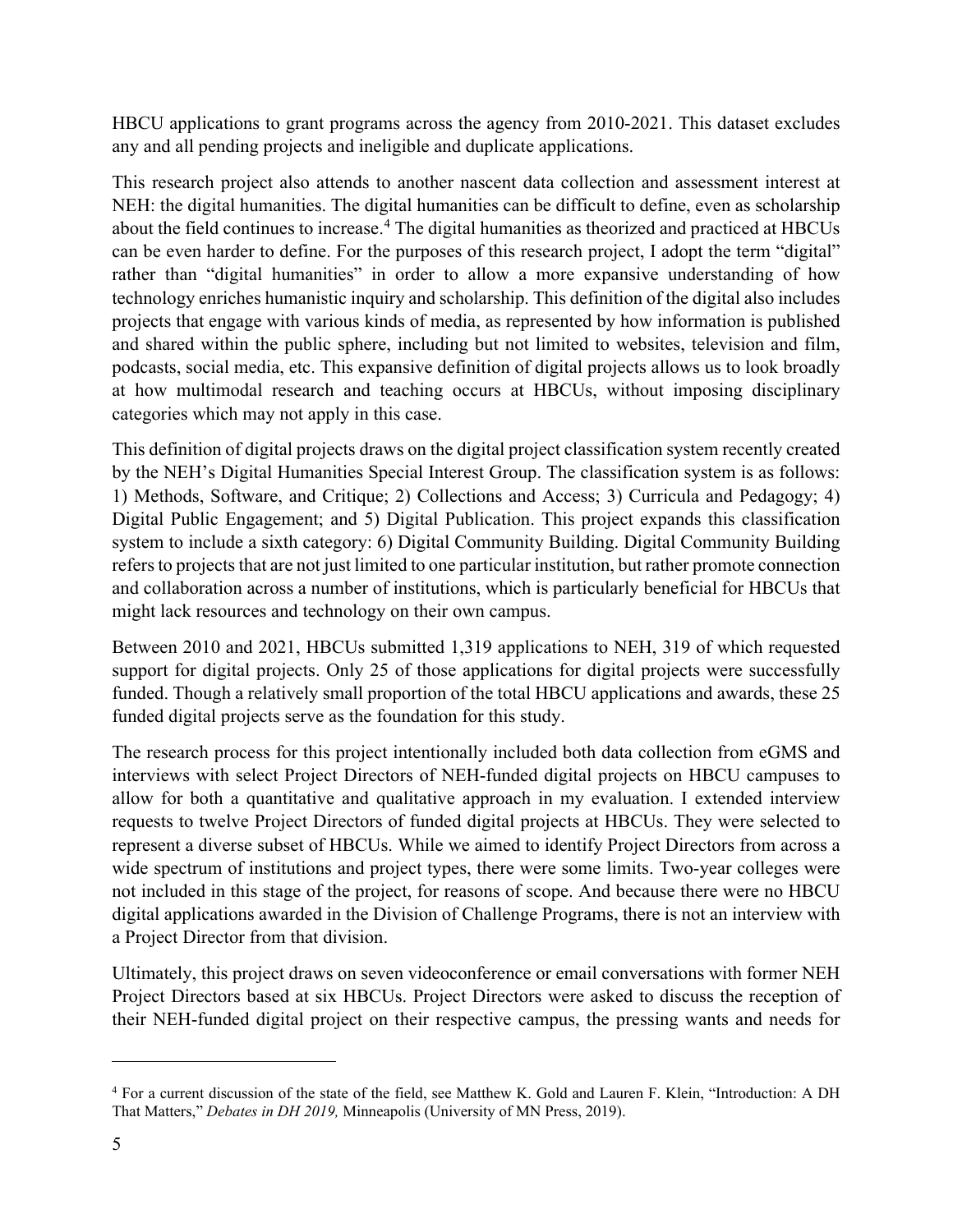HBCU applications to grant programs across the agency from 2010-2021. This dataset excludes any and all pending projects and ineligible and duplicate applications.

This research project also attends to another nascent data collection and assessment interest at NEH: the digital humanities. The digital humanities can be difficult to define, even as scholarship about the field continues to increase.[4] The digital humanities as theorized and practiced at HBCUs can be even harder to define. For the purposes of this research project, I adopt the term "digital" rather than "digital humanities" in order to allow a more expansive understanding of how technology enriches humanistic inquiry and scholarship. This definition of the digital also includes projects that engage with various kinds of media, as represented by how information is published and shared within the public sphere, including but not limited to websites, television and film, podcasts, social media, etc. This expansive definition of digital projects allows us to look broadly at how multimodal research and teaching occurs at HBCUs, without imposing disciplinary categories which may not apply in this case.

This definition of digital projects draws on the digital project classification system recently created by the NEH's Digital Humanities Special Interest Group. The classification system is as follows: 1) Methods, Software, and Critique; 2) Collections and Access; 3) Curricula and Pedagogy; 4) Digital Public Engagement; and 5) Digital Publication. This project expands this classification system to include a sixth category: 6) Digital Community Building. Digital Community Building refers to projects that are not just limited to one particular institution, but rather promote connection and collaboration across a number of institutions, which is particularly beneficial for HBCUs that might lack resources and technology on their own campus.

Between 2010 and 2021, HBCUs submitted 1,319 applications to NEH, 319 of which requested support for digital projects. Only 25 of those applications for digital projects were successfully funded. Though a relatively small proportion of the total HBCU applications and awards, these 25 funded digital projects serve as the foundation for this study.

The research process for this project intentionally included both data collection from eGMS and interviews with select Project Directors of NEH-funded digital projects on HBCU campuses to allow for both a quantitative and qualitative approach in my evaluation. I extended interview requests to twelve Project Directors of funded digital projects at HBCUs. They were selected to represent a diverse subset of HBCUs. While we aimed to identify Project Directors from across a wide spectrum of institutions and project types, there were some limits. Two-year colleges were not included in this stage of the project, for reasons of scope. And because there were no HBCU digital applications awarded in the Division of Challenge Programs, there is not an interview with a Project Director from that division.

Ultimately, this project draws on seven videoconference or email conversations with former NEH Project Directors based at six HBCUs. Project Directors were asked to discuss the reception of their NEH-funded digital project on their respective campus, the pressing wants and needs for

---

[4] For a current discussion of the state of the field, see Matthew K. Gold and Lauren F. Klein, "Introduction: A DH That Matters," *Debates in DH 2019,* Minneapolis (University of MN Press, 2019).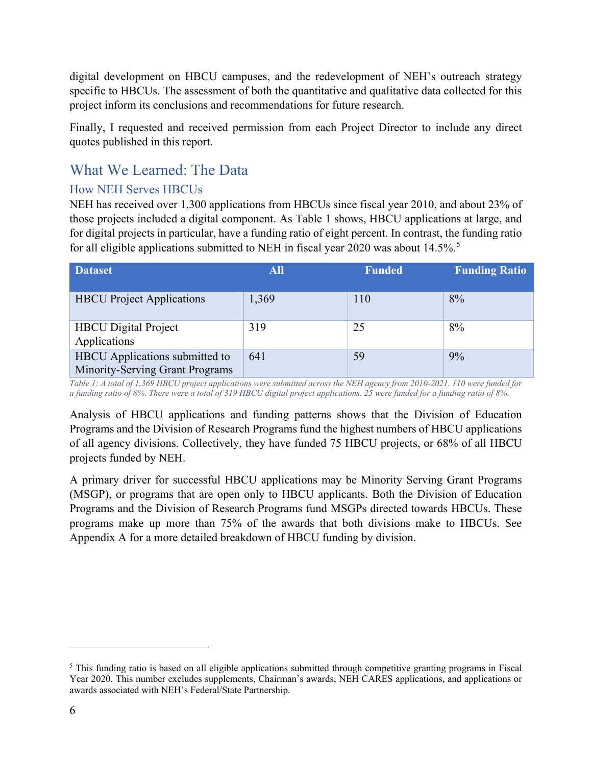digital development on HBCU campuses, and the redevelopment of NEH's outreach strategy specific to HBCUs. The assessment of both the quantitative and qualitative data collected for this project inform its conclusions and recommendations for future research.

Finally, I requested and received permission from each Project Director to include any direct quotes published in this report.

## What We Learned: The Data

### How NEH Serves HBCUs

NEH has received over 1,300 applications from HBCUs since fiscal year 2010, and about 23% of those projects included a digital component. As Table 1 shows, HBCU applications at large, and for digital projects in particular, have a funding ratio of eight percent. In contrast, the funding ratio for all eligible applications submitted to NEH in fiscal year 2020 was about 14.5%.[5]

| Dataset | All | Funded | Funding Ratio |
|---|---|---|---|
| HBCU Project Applications | 1,369 | 110 | 8% |
| HBCU Digital Project Applications | 319 | 25 | 8% |
| HBCU Applications submitted to Minority-Serving Grant Programs | 641 | 59 | 9% |

*Table 1: A total of 1,369 HBCU project applications were submitted across the NEH agency from 2010-2021. 110 were funded for a funding ratio of 8%. There were a total of 319 HBCU digital project applications. 25 were funded for a funding ratio of 8%.*

Analysis of HBCU applications and funding patterns shows that the Division of Education Programs and the Division of Research Programs fund the highest numbers of HBCU applications of all agency divisions. Collectively, they have funded 75 HBCU projects, or 68% of all HBCU projects funded by NEH.

A primary driver for successful HBCU applications may be Minority Serving Grant Programs (MSGP), or programs that are open only to HBCU applicants. Both the Division of Education Programs and the Division of Research Programs fund MSGPs directed towards HBCUs. These programs make up more than 75% of the awards that both divisions make to HBCUs. See Appendix A for a more detailed breakdown of HBCU funding by division.

---

[5] This funding ratio is based on all eligible applications submitted through competitive granting programs in Fiscal Year 2020. This number excludes supplements, Chairman's awards, NEH CARES applications, and applications or awards associated with NEH's Federal/State Partnership.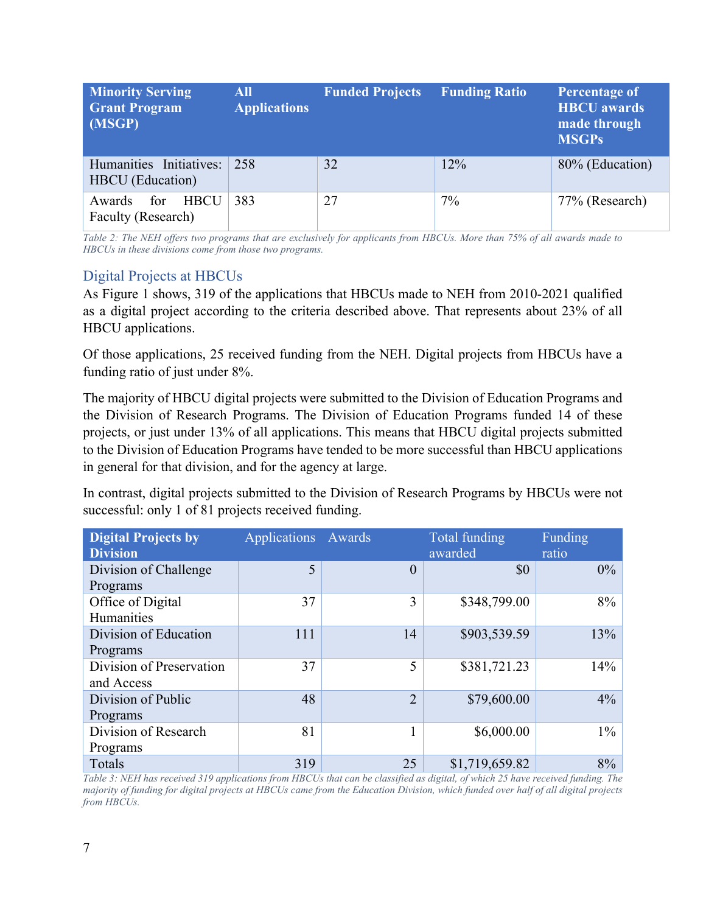| Minority Serving Grant Program (MSGP) | All Applications | Funded Projects | Funding Ratio | Percentage of HBCU awards made through MSGPs |
|---|---|---|---|---|
| Humanities Initiatives: HBCU (Education) | 258 | 32 | 12% | 80% (Education) |
| Awards for HBCU Faculty (Research) | 383 | 27 | 7% | 77% (Research) |

*Table 2: The NEH offers two programs that are exclusively for applicants from HBCUs. More than 75% of all awards made to HBCUs in these divisions come from those two programs.*

## Digital Projects at HBCUs

As Figure 1 shows, 319 of the applications that HBCUs made to NEH from 2010-2021 qualified as a digital project according to the criteria described above. That represents about 23% of all HBCU applications.

Of those applications, 25 received funding from the NEH. Digital projects from HBCUs have a funding ratio of just under 8%.

The majority of HBCU digital projects were submitted to the Division of Education Programs and the Division of Research Programs. The Division of Education Programs funded 14 of these projects, or just under 13% of all applications. This means that HBCU digital projects submitted to the Division of Education Programs have tended to be more successful than HBCU applications in general for that division, and for the agency at large.

In contrast, digital projects submitted to the Division of Research Programs by HBCUs were not successful: only 1 of 81 projects received funding.

| Digital Projects by Division | Applications | Awards | Total funding awarded | Funding ratio |
|---|---|---|---|---|
| Division of Challenge Programs | 5 | 0 | $0 | 0% |
| Office of Digital Humanities | 37 | 3 | $348,799.00 | 8% |
| Division of Education Programs | 111 | 14 | $903,539.59 | 13% |
| Division of Preservation and Access | 37 | 5 | $381,721.23 | 14% |
| Division of Public Programs | 48 | 2 | $79,600.00 | 4% |
| Division of Research Programs | 81 | 1 | $6,000.00 | 1% |
| Totals | 319 | 25 | $1,719,659.82 | 8% |

*Table 3: NEH has received 319 applications from HBCUs that can be classified as digital, of which 25 have received funding. The majority of funding for digital projects at HBCUs came from the Education Division, which funded over half of all digital projects from HBCUs.*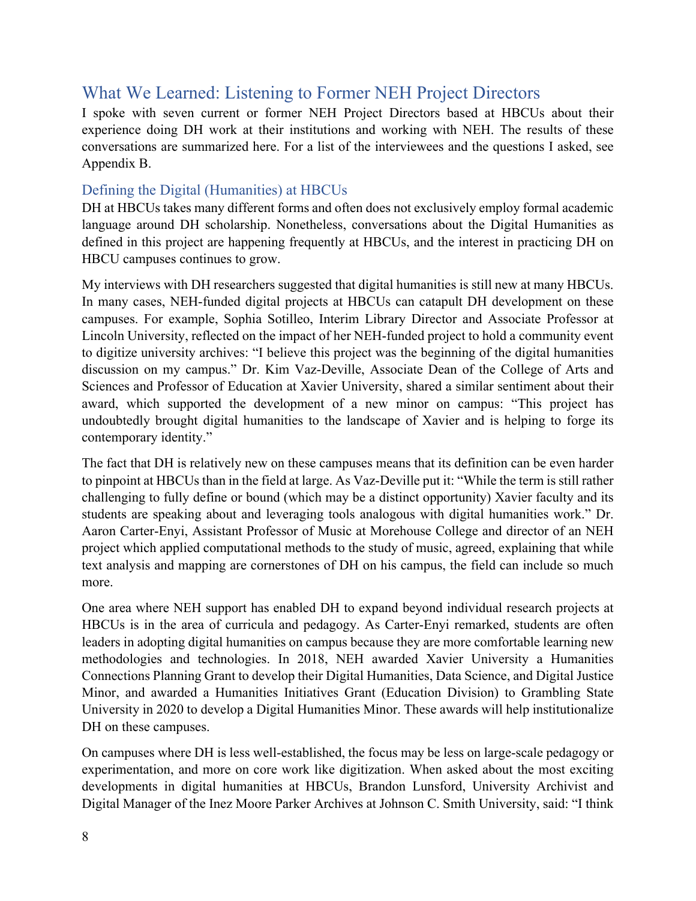## What We Learned: Listening to Former NEH Project Directors

I spoke with seven current or former NEH Project Directors based at HBCUs about their experience doing DH work at their institutions and working with NEH. The results of these conversations are summarized here. For a list of the interviewees and the questions I asked, see Appendix B.

### Defining the Digital (Humanities) at HBCUs

DH at HBCUs takes many different forms and often does not exclusively employ formal academic language around DH scholarship. Nonetheless, conversations about the Digital Humanities as defined in this project are happening frequently at HBCUs, and the interest in practicing DH on HBCU campuses continues to grow.

My interviews with DH researchers suggested that digital humanities is still new at many HBCUs. In many cases, NEH-funded digital projects at HBCUs can catapult DH development on these campuses. For example, Sophia Sotilleo, Interim Library Director and Associate Professor at Lincoln University, reflected on the impact of her NEH-funded project to hold a community event to digitize university archives: "I believe this project was the beginning of the digital humanities discussion on my campus." Dr. Kim Vaz-Deville, Associate Dean of the College of Arts and Sciences and Professor of Education at Xavier University, shared a similar sentiment about their award, which supported the development of a new minor on campus: "This project has undoubtedly brought digital humanities to the landscape of Xavier and is helping to forge its contemporary identity."

The fact that DH is relatively new on these campuses means that its definition can be even harder to pinpoint at HBCUs than in the field at large. As Vaz-Deville put it: "While the term is still rather challenging to fully define or bound (which may be a distinct opportunity) Xavier faculty and its students are speaking about and leveraging tools analogous with digital humanities work." Dr. Aaron Carter-Enyi, Assistant Professor of Music at Morehouse College and director of an NEH project which applied computational methods to the study of music, agreed, explaining that while text analysis and mapping are cornerstones of DH on his campus, the field can include so much more.

One area where NEH support has enabled DH to expand beyond individual research projects at HBCUs is in the area of curricula and pedagogy. As Carter-Enyi remarked, students are often leaders in adopting digital humanities on campus because they are more comfortable learning new methodologies and technologies. In 2018, NEH awarded Xavier University a Humanities Connections Planning Grant to develop their Digital Humanities, Data Science, and Digital Justice Minor, and awarded a Humanities Initiatives Grant (Education Division) to Grambling State University in 2020 to develop a Digital Humanities Minor. These awards will help institutionalize DH on these campuses.

On campuses where DH is less well-established, the focus may be less on large-scale pedagogy or experimentation, and more on core work like digitization. When asked about the most exciting developments in digital humanities at HBCUs, Brandon Lunsford, University Archivist and Digital Manager of the Inez Moore Parker Archives at Johnson C. Smith University, said: "I think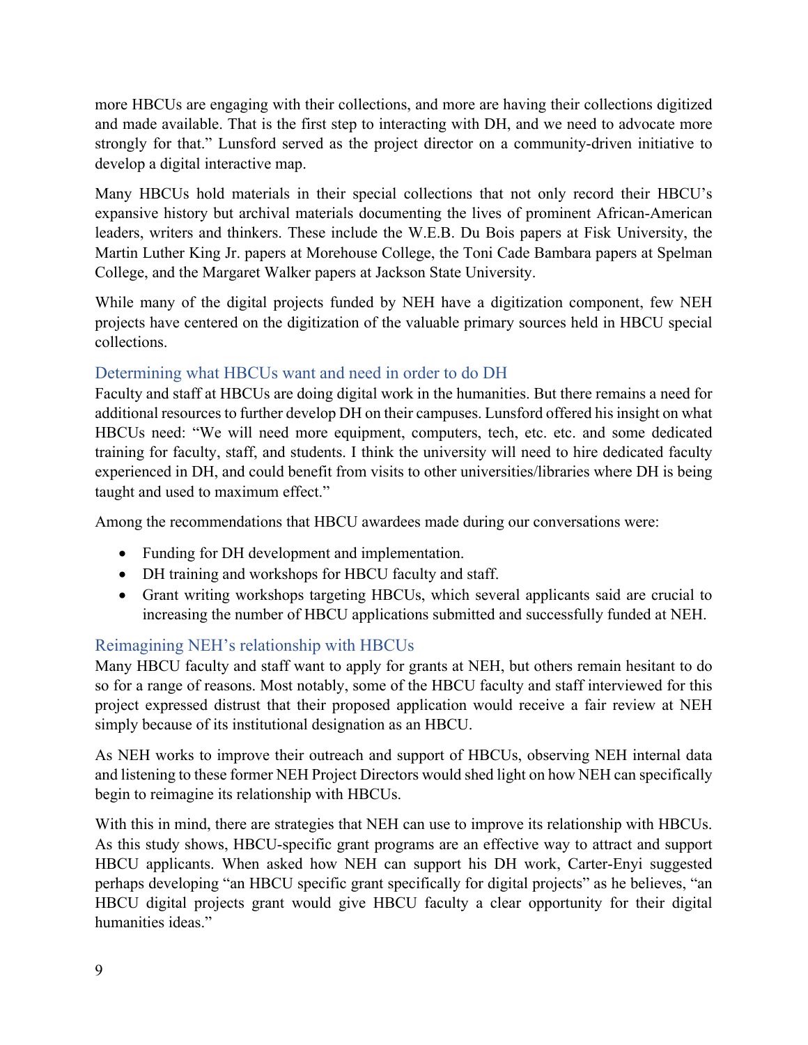more HBCUs are engaging with their collections, and more are having their collections digitized and made available. That is the first step to interacting with DH, and we need to advocate more strongly for that." Lunsford served as the project director on a community-driven initiative to develop a digital interactive map.

Many HBCUs hold materials in their special collections that not only record their HBCU's expansive history but archival materials documenting the lives of prominent African-American leaders, writers and thinkers. These include the W.E.B. Du Bois papers at Fisk University, the Martin Luther King Jr. papers at Morehouse College, the Toni Cade Bambara papers at Spelman College, and the Margaret Walker papers at Jackson State University.

While many of the digital projects funded by NEH have a digitization component, few NEH projects have centered on the digitization of the valuable primary sources held in HBCU special collections.

## Determining what HBCUs want and need in order to do DH

Faculty and staff at HBCUs are doing digital work in the humanities. But there remains a need for additional resources to further develop DH on their campuses. Lunsford offered his insight on what HBCUs need: "We will need more equipment, computers, tech, etc. etc. and some dedicated training for faculty, staff, and students. I think the university will need to hire dedicated faculty experienced in DH, and could benefit from visits to other universities/libraries where DH is being taught and used to maximum effect."

Among the recommendations that HBCU awardees made during our conversations were:

- Funding for DH development and implementation.
- DH training and workshops for HBCU faculty and staff.
- Grant writing workshops targeting HBCUs, which several applicants said are crucial to increasing the number of HBCU applications submitted and successfully funded at NEH.

## Reimagining NEH's relationship with HBCUs

Many HBCU faculty and staff want to apply for grants at NEH, but others remain hesitant to do so for a range of reasons. Most notably, some of the HBCU faculty and staff interviewed for this project expressed distrust that their proposed application would receive a fair review at NEH simply because of its institutional designation as an HBCU.

As NEH works to improve their outreach and support of HBCUs, observing NEH internal data and listening to these former NEH Project Directors would shed light on how NEH can specifically begin to reimagine its relationship with HBCUs.

With this in mind, there are strategies that NEH can use to improve its relationship with HBCUs. As this study shows, HBCU-specific grant programs are an effective way to attract and support HBCU applicants. When asked how NEH can support his DH work, Carter-Enyi suggested perhaps developing "an HBCU specific grant specifically for digital projects" as he believes, "an HBCU digital projects grant would give HBCU faculty a clear opportunity for their digital humanities ideas."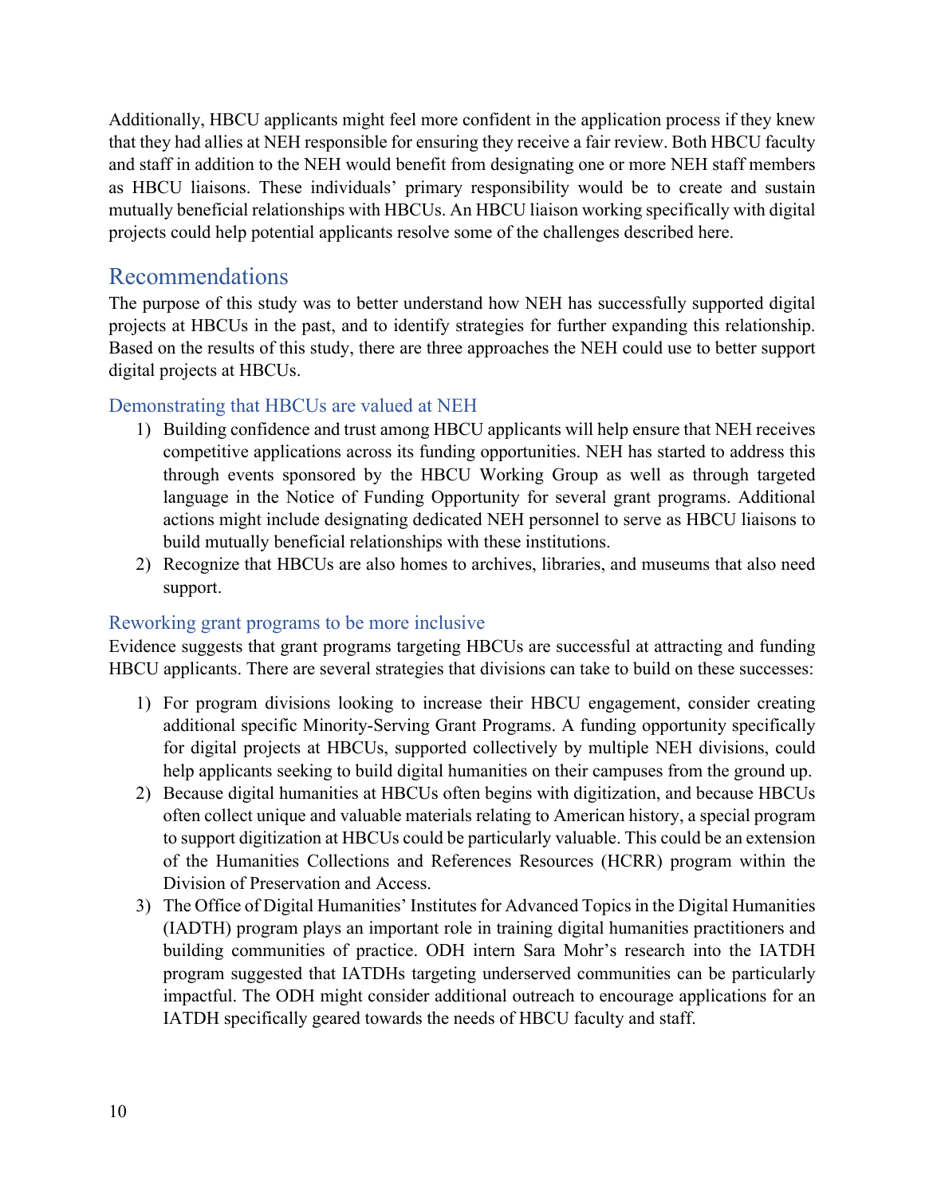Additionally, HBCU applicants might feel more confident in the application process if they knew that they had allies at NEH responsible for ensuring they receive a fair review. Both HBCU faculty and staff in addition to the NEH would benefit from designating one or more NEH staff members as HBCU liaisons. These individuals' primary responsibility would be to create and sustain mutually beneficial relationships with HBCUs. An HBCU liaison working specifically with digital projects could help potential applicants resolve some of the challenges described here.

## Recommendations

The purpose of this study was to better understand how NEH has successfully supported digital projects at HBCUs in the past, and to identify strategies for further expanding this relationship. Based on the results of this study, there are three approaches the NEH could use to better support digital projects at HBCUs.

### Demonstrating that HBCUs are valued at NEH

1) Building confidence and trust among HBCU applicants will help ensure that NEH receives competitive applications across its funding opportunities. NEH has started to address this through events sponsored by the HBCU Working Group as well as through targeted language in the Notice of Funding Opportunity for several grant programs. Additional actions might include designating dedicated NEH personnel to serve as HBCU liaisons to build mutually beneficial relationships with these institutions.
2) Recognize that HBCUs are also homes to archives, libraries, and museums that also need support.

### Reworking grant programs to be more inclusive

Evidence suggests that grant programs targeting HBCUs are successful at attracting and funding HBCU applicants. There are several strategies that divisions can take to build on these successes:

1) For program divisions looking to increase their HBCU engagement, consider creating additional specific Minority-Serving Grant Programs. A funding opportunity specifically for digital projects at HBCUs, supported collectively by multiple NEH divisions, could help applicants seeking to build digital humanities on their campuses from the ground up.
2) Because digital humanities at HBCUs often begins with digitization, and because HBCUs often collect unique and valuable materials relating to American history, a special program to support digitization at HBCUs could be particularly valuable. This could be an extension of the Humanities Collections and References Resources (HCRR) program within the Division of Preservation and Access.
3) The Office of Digital Humanities' Institutes for Advanced Topics in the Digital Humanities (IADTH) program plays an important role in training digital humanities practitioners and building communities of practice. ODH intern Sara Mohr's research into the IATDH program suggested that IATDHs targeting underserved communities can be particularly impactful. The ODH might consider additional outreach to encourage applications for an IATDH specifically geared towards the needs of HBCU faculty and staff.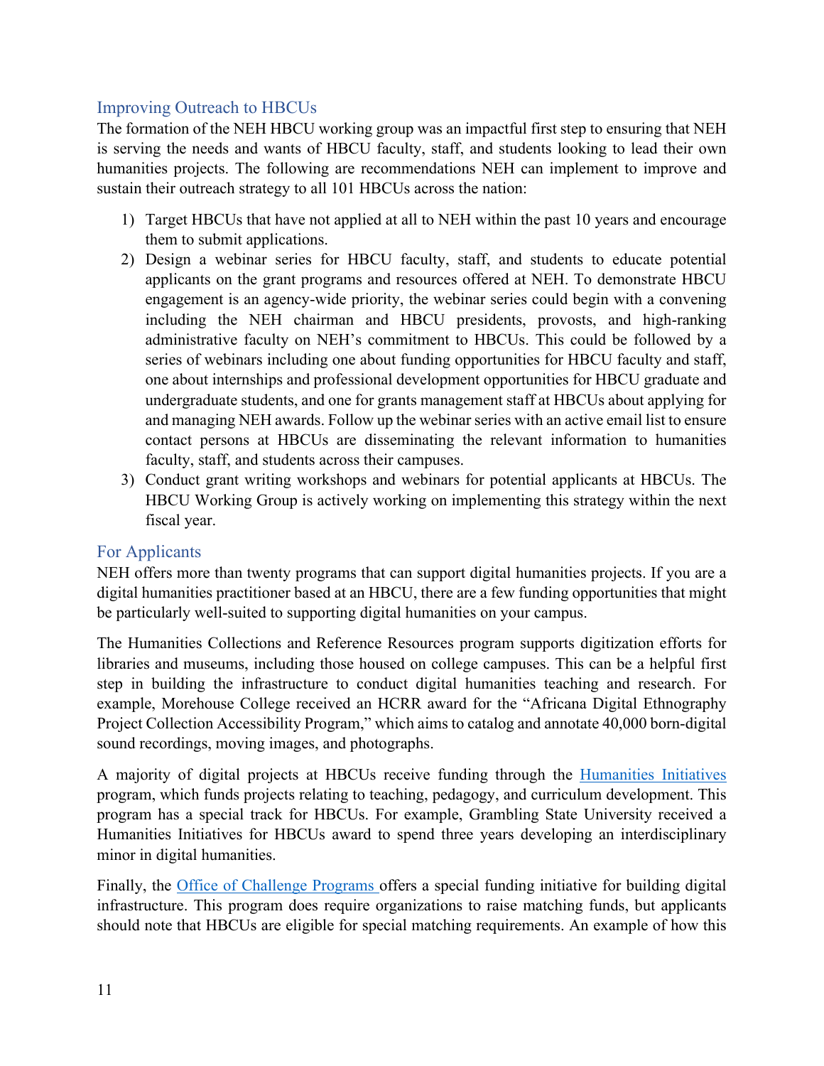## Improving Outreach to HBCUs

The formation of the NEH HBCU working group was an impactful first step to ensuring that NEH is serving the needs and wants of HBCU faculty, staff, and students looking to lead their own humanities projects. The following are recommendations NEH can implement to improve and sustain their outreach strategy to all 101 HBCUs across the nation:

1) Target HBCUs that have not applied at all to NEH within the past 10 years and encourage them to submit applications.
2) Design a webinar series for HBCU faculty, staff, and students to educate potential applicants on the grant programs and resources offered at NEH. To demonstrate HBCU engagement is an agency-wide priority, the webinar series could begin with a convening including the NEH chairman and HBCU presidents, provosts, and high-ranking administrative faculty on NEH's commitment to HBCUs. This could be followed by a series of webinars including one about funding opportunities for HBCU faculty and staff, one about internships and professional development opportunities for HBCU graduate and undergraduate students, and one for grants management staff at HBCUs about applying for and managing NEH awards. Follow up the webinar series with an active email list to ensure contact persons at HBCUs are disseminating the relevant information to humanities faculty, staff, and students across their campuses.
3) Conduct grant writing workshops and webinars for potential applicants at HBCUs. The HBCU Working Group is actively working on implementing this strategy within the next fiscal year.

## For Applicants

NEH offers more than twenty programs that can support digital humanities projects. If you are a digital humanities practitioner based at an HBCU, there are a few funding opportunities that might be particularly well-suited to supporting digital humanities on your campus.

The Humanities Collections and Reference Resources program supports digitization efforts for libraries and museums, including those housed on college campuses. This can be a helpful first step in building the infrastructure to conduct digital humanities teaching and research. For example, Morehouse College received an HCRR award for the "Africana Digital Ethnography Project Collection Accessibility Program," which aims to catalog and annotate 40,000 born-digital sound recordings, moving images, and photographs.

A majority of digital projects at HBCUs receive funding through the [Humanities Initiatives]() program, which funds projects relating to teaching, pedagogy, and curriculum development. This program has a special track for HBCUs. For example, Grambling State University received a Humanities Initiatives for HBCUs award to spend three years developing an interdisciplinary minor in digital humanities.

Finally, the [Office of Challenge Programs]() offers a special funding initiative for building digital infrastructure. This program does require organizations to raise matching funds, but applicants should note that HBCUs are eligible for special matching requirements. An example of how this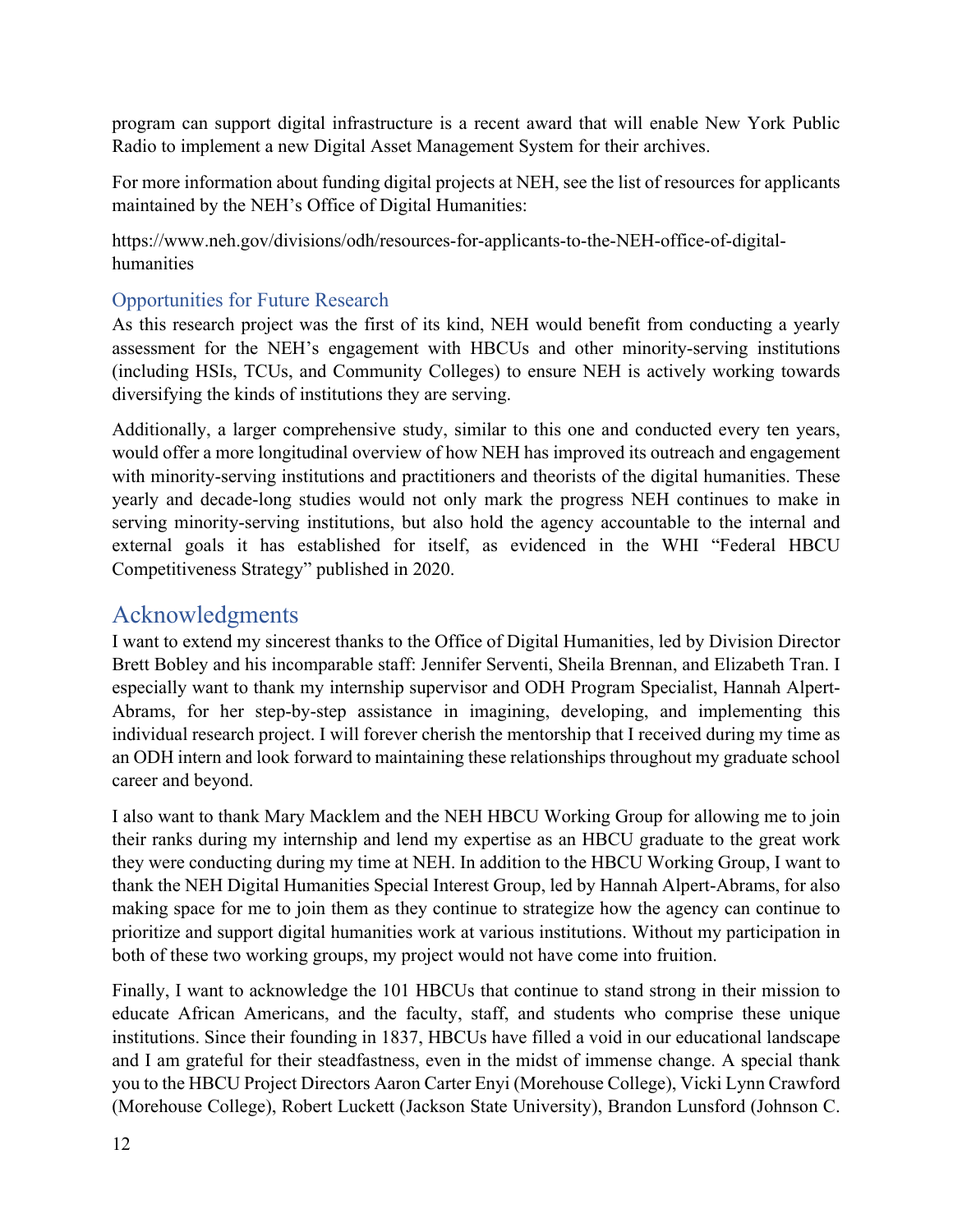program can support digital infrastructure is a recent award that will enable New York Public Radio to implement a new Digital Asset Management System for their archives.

For more information about funding digital projects at NEH, see the list of resources for applicants maintained by the NEH's Office of Digital Humanities:

https://www.neh.gov/divisions/odh/resources-for-applicants-to-the-NEH-office-of-digital-humanities

### Opportunities for Future Research

As this research project was the first of its kind, NEH would benefit from conducting a yearly assessment for the NEH's engagement with HBCUs and other minority-serving institutions (including HSIs, TCUs, and Community Colleges) to ensure NEH is actively working towards diversifying the kinds of institutions they are serving.

Additionally, a larger comprehensive study, similar to this one and conducted every ten years, would offer a more longitudinal overview of how NEH has improved its outreach and engagement with minority-serving institutions and practitioners and theorists of the digital humanities. These yearly and decade-long studies would not only mark the progress NEH continues to make in serving minority-serving institutions, but also hold the agency accountable to the internal and external goals it has established for itself, as evidenced in the WHI "Federal HBCU Competitiveness Strategy" published in 2020.

## Acknowledgments

I want to extend my sincerest thanks to the Office of Digital Humanities, led by Division Director Brett Bobley and his incomparable staff: Jennifer Serventi, Sheila Brennan, and Elizabeth Tran. I especially want to thank my internship supervisor and ODH Program Specialist, Hannah Alpert-Abrams, for her step-by-step assistance in imagining, developing, and implementing this individual research project. I will forever cherish the mentorship that I received during my time as an ODH intern and look forward to maintaining these relationships throughout my graduate school career and beyond.

I also want to thank Mary Macklem and the NEH HBCU Working Group for allowing me to join their ranks during my internship and lend my expertise as an HBCU graduate to the great work they were conducting during my time at NEH. In addition to the HBCU Working Group, I want to thank the NEH Digital Humanities Special Interest Group, led by Hannah Alpert-Abrams, for also making space for me to join them as they continue to strategize how the agency can continue to prioritize and support digital humanities work at various institutions. Without my participation in both of these two working groups, my project would not have come into fruition.

Finally, I want to acknowledge the 101 HBCUs that continue to stand strong in their mission to educate African Americans, and the faculty, staff, and students who comprise these unique institutions. Since their founding in 1837, HBCUs have filled a void in our educational landscape and I am grateful for their steadfastness, even in the midst of immense change. A special thank you to the HBCU Project Directors Aaron Carter Enyi (Morehouse College), Vicki Lynn Crawford (Morehouse College), Robert Luckett (Jackson State University), Brandon Lunsford (Johnson C.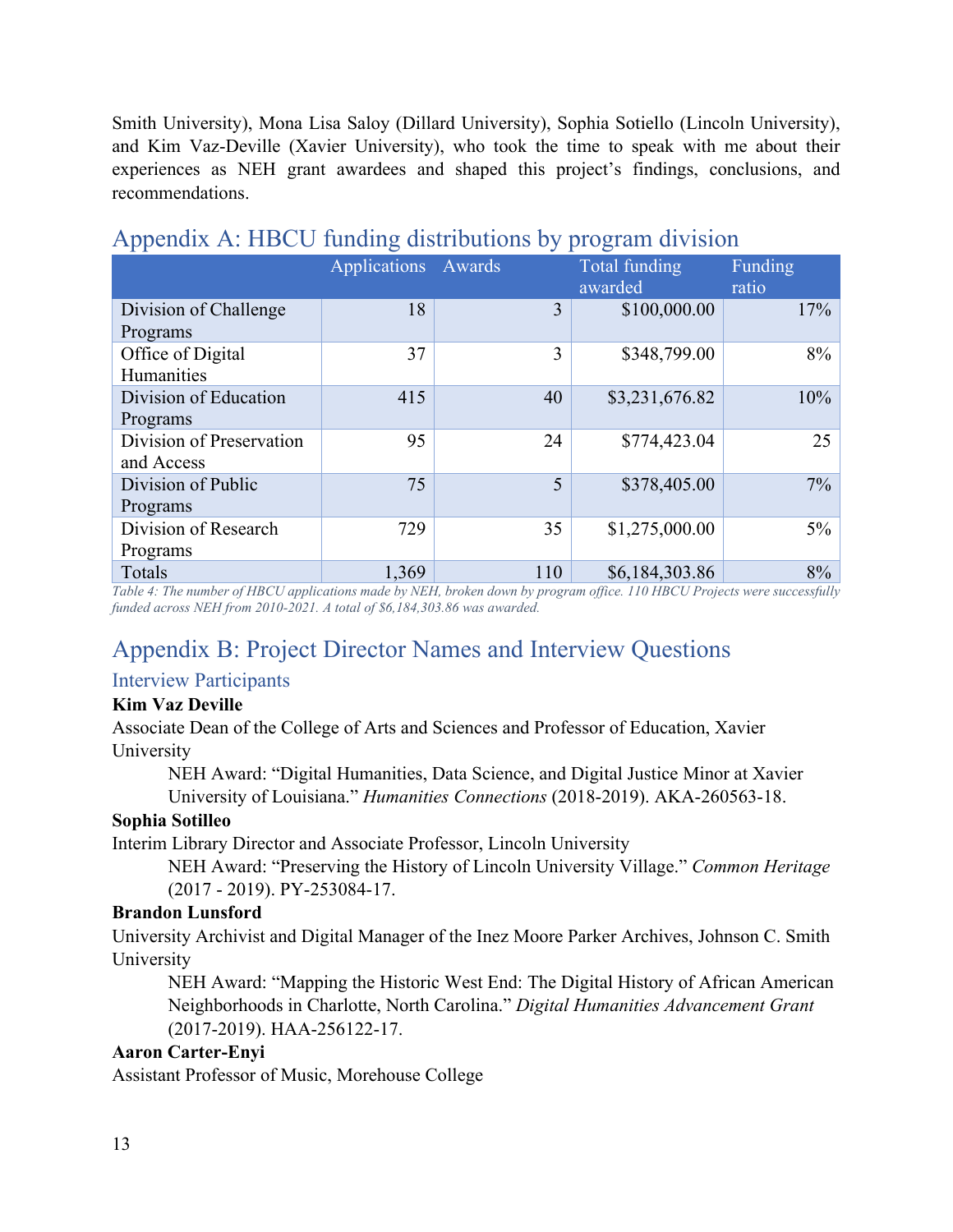Smith University), Mona Lisa Saloy (Dillard University), Sophia Sotiello (Lincoln University), and Kim Vaz-Deville (Xavier University), who took the time to speak with me about their experiences as NEH grant awardees and shaped this project's findings, conclusions, and recommendations.

## Appendix A: HBCU funding distributions by program division

| | Applications | Awards | Total funding awarded | Funding ratio |
|---|---|---|---|---|
| Division of Challenge Programs | 18 | 3 | $100,000.00 | 17% |
| Office of Digital Humanities | 37 | 3 | $348,799.00 | 8% |
| Division of Education Programs | 415 | 40 | $3,231,676.82 | 10% |
| Division of Preservation and Access | 95 | 24 | $774,423.04 | 25 |
| Division of Public Programs | 75 | 5 | $378,405.00 | 7% |
| Division of Research Programs | 729 | 35 | $1,275,000.00 | 5% |
| Totals | 1,369 | 110 | $6,184,303.86 | 8% |

*Table 4: The number of HBCU applications made by NEH, broken down by program office. 110 HBCU Projects were successfully funded across NEH from 2010-2021. A total of $6,184,303.86 was awarded.*

## Appendix B: Project Director Names and Interview Questions

### Interview Participants

**Kim Vaz Deville**

Associate Dean of the College of Arts and Sciences and Professor of Education, Xavier University

> NEH Award: "Digital Humanities, Data Science, and Digital Justice Minor at Xavier University of Louisiana." *Humanities Connections* (2018-2019). AKA-260563-18.

**Sophia Sotilleo**

Interim Library Director and Associate Professor, Lincoln University

> NEH Award: "Preserving the History of Lincoln University Village." *Common Heritage* (2017 - 2019). PY-253084-17.

**Brandon Lunsford**

University Archivist and Digital Manager of the Inez Moore Parker Archives, Johnson C. Smith University

> NEH Award: "Mapping the Historic West End: The Digital History of African American Neighborhoods in Charlotte, North Carolina." *Digital Humanities Advancement Grant* (2017-2019). HAA-256122-17.

**Aaron Carter-Enyi**

Assistant Professor of Music, Morehouse College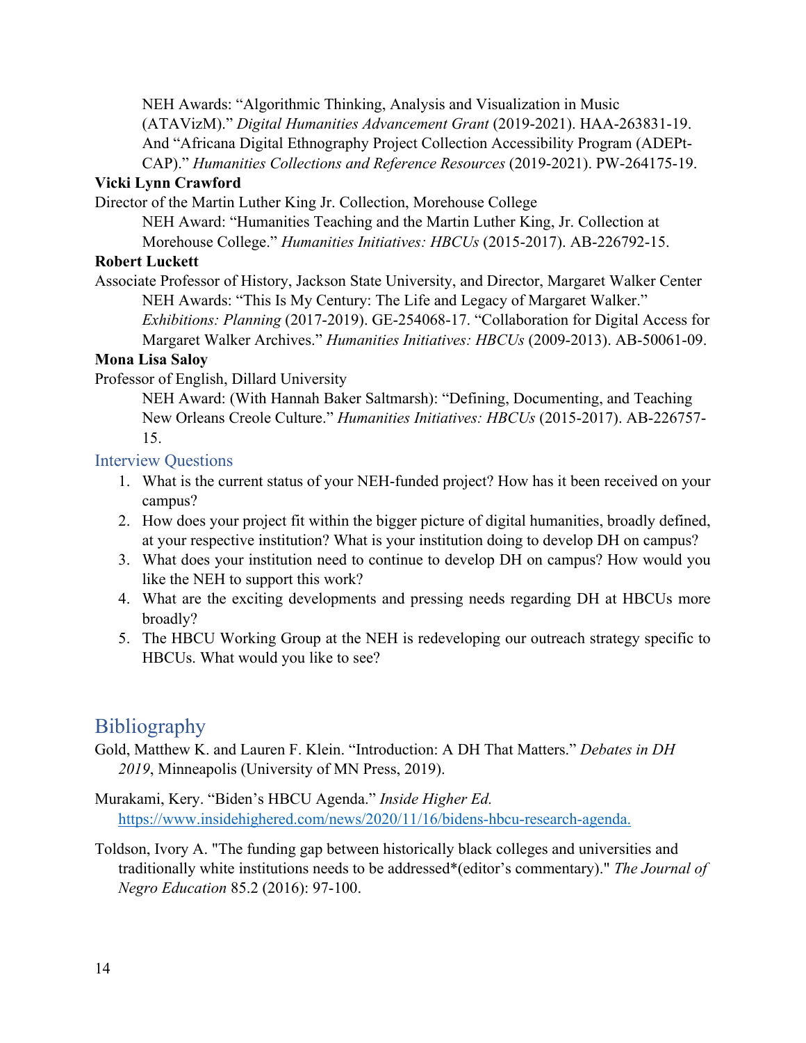NEH Awards: "Algorithmic Thinking, Analysis and Visualization in Music (ATAVizM)." *Digital Humanities Advancement Grant* (2019-2021). HAA-263831-19. And "Africana Digital Ethnography Project Collection Accessibility Program (ADEPt-CAP)." *Humanities Collections and Reference Resources* (2019-2021). PW-264175-19.

**Vicki Lynn Crawford**

Director of the Martin Luther King Jr. Collection, Morehouse College

NEH Award: "Humanities Teaching and the Martin Luther King, Jr. Collection at Morehouse College." *Humanities Initiatives: HBCUs* (2015-2017). AB-226792-15.

**Robert Luckett**

Associate Professor of History, Jackson State University, and Director, Margaret Walker Center

NEH Awards: "This Is My Century: The Life and Legacy of Margaret Walker." *Exhibitions: Planning* (2017-2019). GE-254068-17. "Collaboration for Digital Access for Margaret Walker Archives." *Humanities Initiatives: HBCUs* (2009-2013). AB-50061-09.

**Mona Lisa Saloy**

Professor of English, Dillard University

NEH Award: (With Hannah Baker Saltmarsh): "Defining, Documenting, and Teaching New Orleans Creole Culture." *Humanities Initiatives: HBCUs* (2015-2017). AB-226757-15.

### Interview Questions

1. What is the current status of your NEH-funded project? How has it been received on your campus?
2. How does your project fit within the bigger picture of digital humanities, broadly defined, at your respective institution? What is your institution doing to develop DH on campus?
3. What does your institution need to continue to develop DH on campus? How would you like the NEH to support this work?
4. What are the exciting developments and pressing needs regarding DH at HBCUs more broadly?
5. The HBCU Working Group at the NEH is redeveloping our outreach strategy specific to HBCUs. What would you like to see?

## Bibliography

Gold, Matthew K. and Lauren F. Klein. "Introduction: A DH That Matters." *Debates in DH 2019*, Minneapolis (University of MN Press, 2019).

Murakami, Kery. "Biden's HBCU Agenda." *Inside Higher Ed.* https://www.insidehighered.com/news/2020/11/16/bidens-hbcu-research-agenda.

Toldson, Ivory A. "The funding gap between historically black colleges and universities and traditionally white institutions needs to be addressed*(editor's commentary)." *The Journal of Negro Education* 85.2 (2016): 97-100.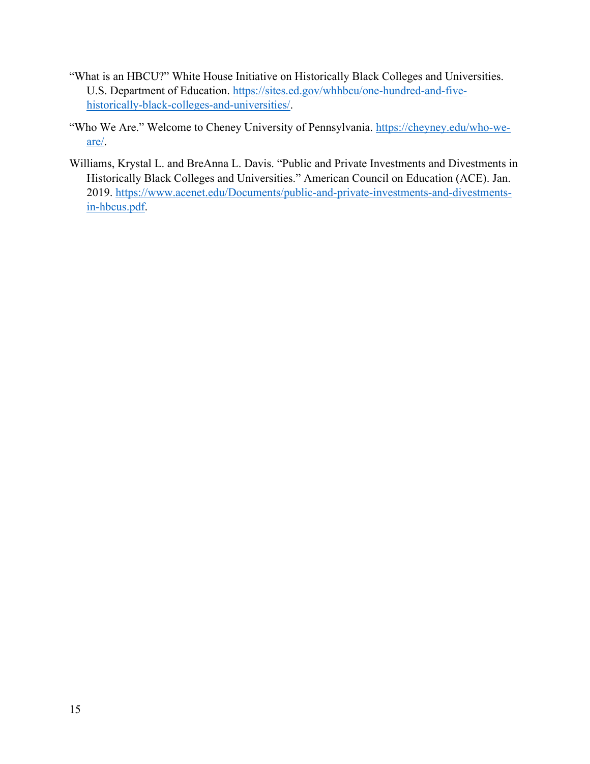"What is an HBCU?" White House Initiative on Historically Black Colleges and Universities. U.S. Department of Education. https://sites.ed.gov/whhbcu/one-hundred-and-five-historically-black-colleges-and-universities/.

"Who We Are." Welcome to Cheney University of Pennsylvania. https://cheyney.edu/who-we-are/.

Williams, Krystal L. and BreAnna L. Davis. "Public and Private Investments and Divestments in Historically Black Colleges and Universities." American Council on Education (ACE). Jan. 2019. https://www.acenet.edu/Documents/public-and-private-investments-and-divestments-in-hbcus.pdf.